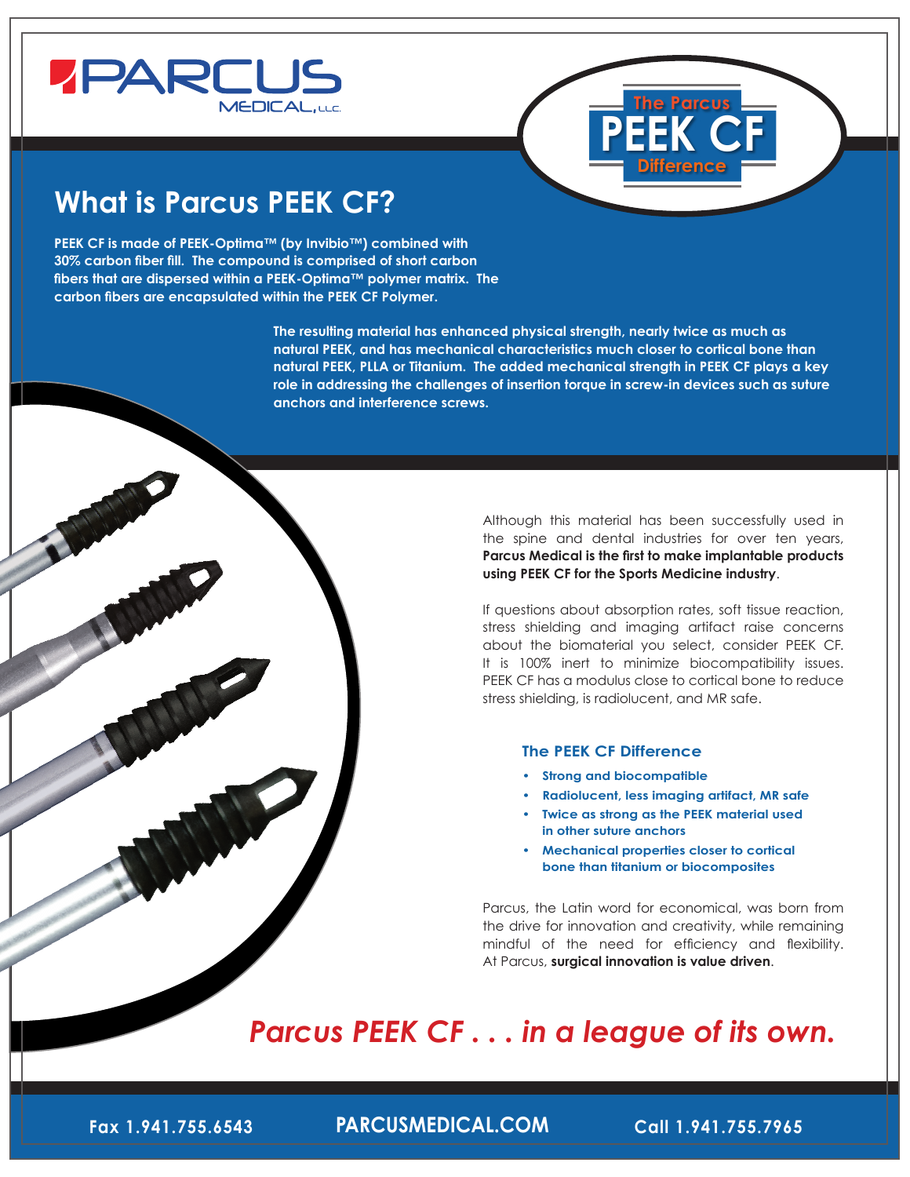PARCUS MEDICAL, LLC.

The Parcus **PEEK CF** Difference

## What is Parcus PEEK CF?

**PEEK CF is made of PEEK-Optima™ (by Invibio™) combined with 30% carbon fiber fill. The compound is comprised of short carbon fibers that are dispersed within a PEEK-Optima™ polymer matrix. The carbon fibers are encapsulated within the PEEK CF Polymer.**

**The resulting material has enhanced physical strength, nearly twice as much as natural PEEK, and has mechanical characteristics much closer to cortical bone than natural PEEK, PLLA or Titanium. The added mechanical strength in PEEK CF plays a key role in addressing the challenges of insertion torque in screw-in devices such as suture anchors and interference screws.**

Although this material has been successfully used in the spine and dental industries for over ten years, **Parcus Medical is the first to make implantable products using PEEK CF for the Sports Medicine industry**.

If questions about absorption rates, soft tissue reaction, stress shielding and imaging artifact raise concerns about the biomaterial you select, consider PEEK CF. It is 100% inert to minimize biocompatibility issues. PEEK CF has a modulus close to cortical bone to reduce stress shielding, is radiolucent, and MR safe.

### The PEEK CF Difference

- **Strong and biocompatible**
- **Radiolucent, less imaging artifact, MR safe**
- **Twice as strong as the PEEK material used in other suture anchors**
- **Mechanical properties closer to cortical bone than titanium or biocomposites**

Parcus, the Latin word for economical, was born from the drive for innovation and creativity, while remaining mindful of the need for efficiency and flexibility. At Parcus, **surgical innovation is value driven**.

***Parcus PEEK CF . . . in a league of its own.***

Fax 1.941.755.6543 | **PARCUSMEDICAL.COM** | Call 1.941.755.7965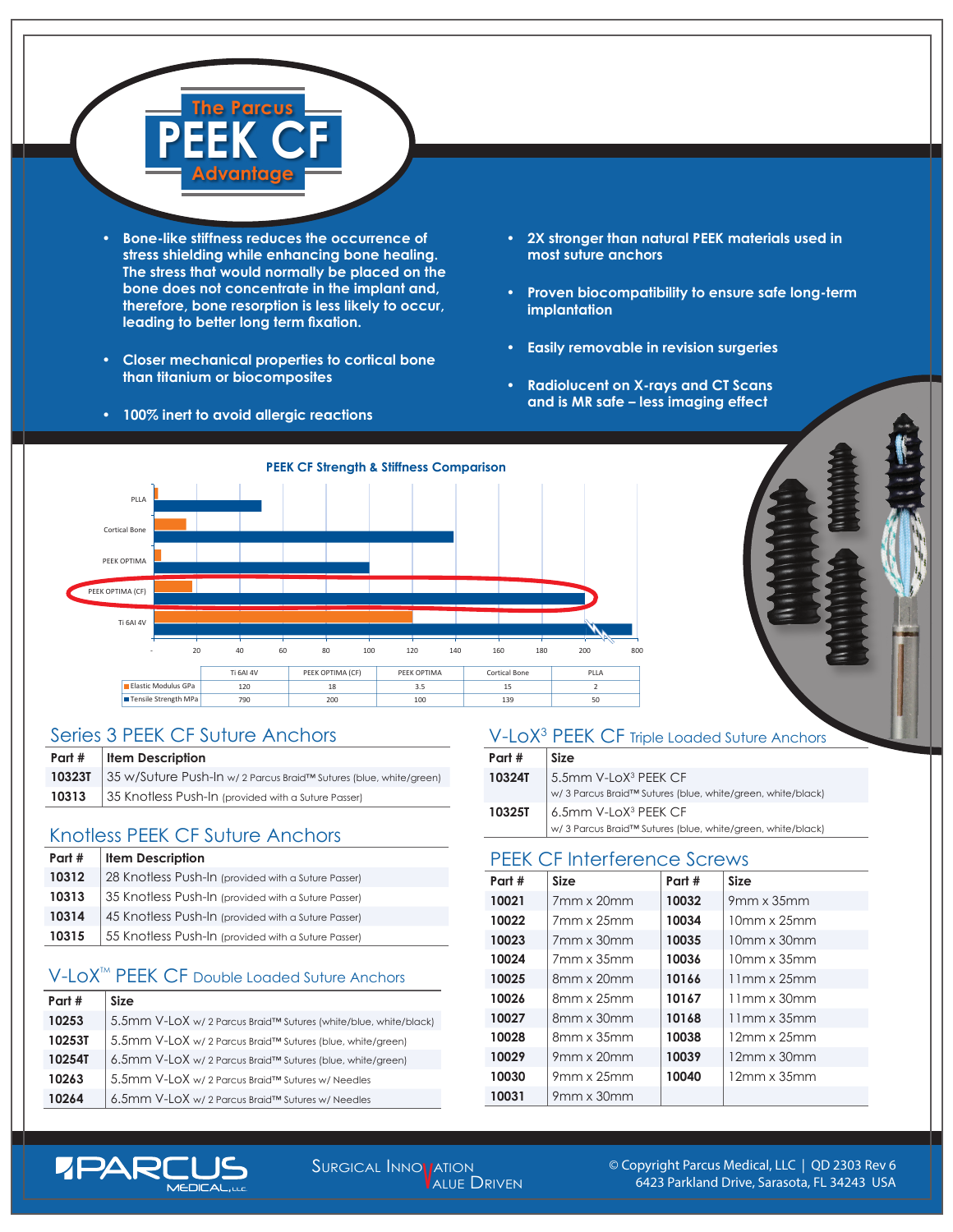# The Parcus PEEK CF Advantage

- Bone-like stiffness reduces the occurrence of stress shielding while enhancing bone healing. The stress that would normally be placed on the bone does not concentrate in the implant and, therefore, bone resorption is less likely to occur, leading to better long term fixation.
- Closer mechanical properties to cortical bone than titanium or biocomposites
- 100% inert to avoid allergic reactions
- 2X stronger than natural PEEK materials used in most suture anchors
- Proven biocompatibility to ensure safe long-term implantation
- Easily removable in revision surgeries
- Radiolucent on X-rays and CT Scans and is MR safe – less imaging effect

**PEEK CF Strength & Stiffness Comparison**

PLLA
Cortical Bone
PEEK OPTIMA
PEEK OPTIMA (CF)
Ti 6Al 4V

- 20 40 60 80 100 120 140 160 180 200 800

| | Ti 6Al 4V | PEEK OPTIMA (CF) | PEEK OPTIMA | Cortical Bone | PLLA |
|---|---|---|---|---|---|
| Elastic Modulus GPa | 120 | 18 | 3.5 | 15 | 2 |
| Tensile Strength MPa | 790 | 200 | 100 | 139 | 50 |

## Series 3 PEEK CF Suture Anchors

| Part # | Item Description |
|---|---|
| 10323T | 35 w/Suture Push-In w/ 2 Parcus Braid™ Sutures (blue, white/green) |
| 10313 | 35 Knotless Push-In (provided with a Suture Passer) |

## Knotless PEEK CF Suture Anchors

| Part # | Item Description |
|---|---|
| 10312 | 28 Knotless Push-In (provided with a Suture Passer) |
| 10313 | 35 Knotless Push-In (provided with a Suture Passer) |
| 10314 | 45 Knotless Push-In (provided with a Suture Passer) |
| 10315 | 55 Knotless Push-In (provided with a Suture Passer) |

## V-LoX™ PEEK CF Double Loaded Suture Anchors

| Part # | Size |
|---|---|
| 10253 | 5.5mm V-LoX w/ 2 Parcus Braid™ Sutures (white/blue, white/black) |
| 10253T | 5.5mm V-LoX w/ 2 Parcus Braid™ Sutures (blue, white/green) |
| 10254T | 6.5mm V-LoX w/ 2 Parcus Braid™ Sutures (blue, white/green) |
| 10263 | 5.5mm V-LoX w/ 2 Parcus Braid™ Sutures w/ Needles |
| 10264 | 6.5mm V-LoX w/ 2 Parcus Braid™ Sutures w/ Needles |

## V-LoX³ PEEK CF Triple Loaded Suture Anchors

| Part # | Size |
|---|---|
| 10324T | 5.5mm V-LoX³ PEEK CF w/ 3 Parcus Braid™ Sutures (blue, white/green, white/black) |
| 10325T | 6.5mm V-LoX³ PEEK CF w/ 3 Parcus Braid™ Sutures (blue, white/green, white/black) |

## PEEK CF Interference Screws

| Part # | Size | Part # | Size |
|---|---|---|---|
| 10021 | 7mm x 20mm | 10032 | 9mm x 35mm |
| 10022 | 7mm x 25mm | 10034 | 10mm x 25mm |
| 10023 | 7mm x 30mm | 10035 | 10mm x 30mm |
| 10024 | 7mm x 35mm | 10036 | 10mm x 35mm |
| 10025 | 8mm x 20mm | 10166 | 11mm x 25mm |
| 10026 | 8mm x 25mm | 10167 | 11mm x 30mm |
| 10027 | 8mm x 30mm | 10168 | 11mm x 35mm |
| 10028 | 8mm x 35mm | 10038 | 12mm x 25mm |
| 10029 | 9mm x 20mm | 10039 | 12mm x 30mm |
| 10030 | 9mm x 25mm | 10040 | 12mm x 35mm |
| 10031 | 9mm x 30mm | | |

PARCUS MEDICAL, LLC

Surgical Innovation Value Driven

© Copyright Parcus Medical, LLC | QD 2303 Rev 6
6423 Parkland Drive, Sarasota, FL 34243 USA